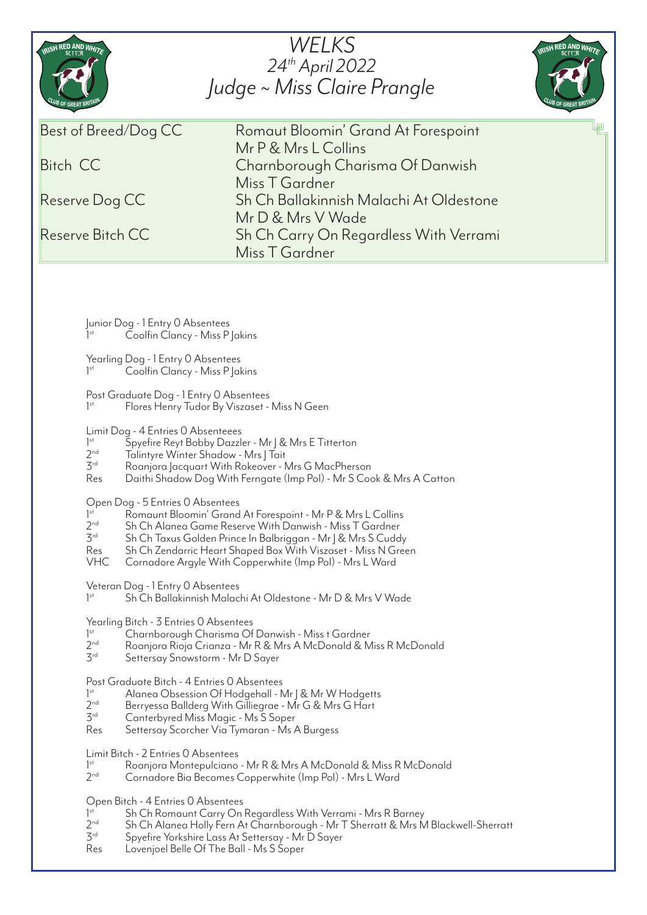# WELKS

## 24th April 2022

## Judge ~ Miss Claire Prangle

| | |
|---|---|
| Best of Breed/Dog CC | Romaut Bloomin' Grand At Forespoint<br>Mr P & Mrs L Collins |
| Bitch CC | Charnborough Charisma Of Danwish<br>Miss T Gardner |
| Reserve Dog CC | Sh Ch Ballakinnish Malachi At Oldestone<br>Mr D & Mrs V Wade |
| Reserve Bitch CC | Sh Ch Carry On Regardless With Verrami<br>Miss T Gardner |

Junior Dog - 1 Entry 0 Absentees
1st Coolfin Clancy - Miss P Jakins

Yearling Dog - 1 Entry 0 Absentees
1st Coolfin Clancy - Miss P Jakins

Post Graduate Dog - 1 Entry 0 Absentees
1st Flores Henry Tudor By Viszaset - Miss N Geen

Limit Dog - 4 Entries 0 Absenteees
1st Spyefire Reyt Bobby Dazzler - Mr J & Mrs E Titterton
2nd Talintyre Winter Shadow - Mrs J Tait
3rd Roanjora Jacquart With Rokeover - Mrs G MacPherson
Res Daithi Shadow Dog With Ferngate (Imp Pol) - Mr S Cook & Mrs A Catton

Open Dog - 5 Entries 0 Absentees
1st Romaunt Bloomin' Grand At Forespoint - Mr P & Mrs L Collins
2nd Sh Ch Alanea Game Reserve With Danwish - Miss T Gardner
3rd Sh Ch Taxus Golden Prince In Balbriggan - Mr J & Mrs S Cuddy
Res Sh Ch Zendarric Heart Shaped Box With Viszaset - Miss N Green
VHC Cornadore Argyle With Copperwhite (Imp Pol) - Mrs L Ward

Veteran Dog - 1 Entry 0 Absentees
1st Sh Ch Ballakinnish Malachi At Oldestone - Mr D & Mrs V Wade

Yearling Bitch - 3 Entries 0 Absentees
1st Charnborough Charisma Of Danwish - Miss t Gardner
2nd Roanjora Rioja Crianza - Mr R & Mrs A McDonald & Miss R McDonald
3rd Settersay Snowstorm - Mr D Sayer

Post Graduate Bitch - 4 Entries 0 Absentees
1st Alanea Obsession Of Hodgehall - Mr J & Mr W Hodgetts
2nd Berryessa Ballderg With Gilliegrae - Mr G & Mrs G Hart
3rd Canterbyred Miss Magic - Ms S Soper
Res Settersay Scorcher Via Tymaran - Ms A Burgess

Limit Bitch - 2 Entries 0 Absentees
1st Roanjora Montepulciano - Mr R & Mrs A McDonald & Miss R McDonald
2nd Cornadore Bia Becomes Copperwhite (Imp Pol) - Mrs L Ward

Open Bitch - 4 Entries 0 Absentees
1st Sh Ch Romaunt Carry On Regardless With Verrami - Mrs R Barney
2nd Sh Ch Alanea Holly Fern At Charnborough - Mr T Sherratt & Mrs M Blackwell-Sherratt
3rd Spyefire Yorkshire Lass At Settersay - Mr D Sayer
Res Lovenjoel Belle Of The Ball - Ms S Soper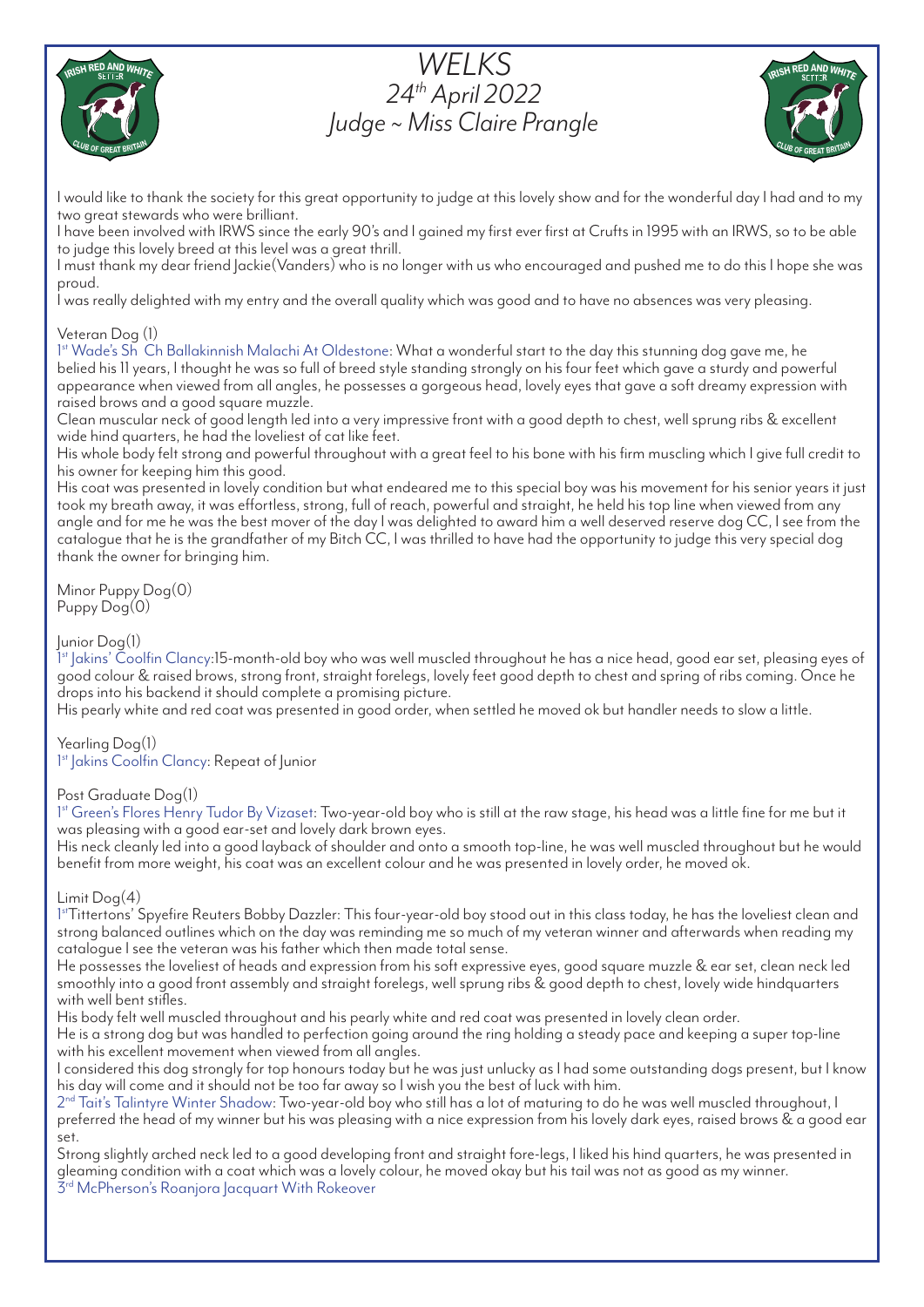# *WELKS*
## *24th April 2022*
## *Judge ~ Miss Claire Prangle*

I would like to thank the society for this great opportunity to judge at this lovely show and for the wonderful day I had and to my two great stewards who were brilliant.

I have been involved with IRWS since the early 90's and I gained my first ever first at Crufts in 1995 with an IRWS, so to be able to judge this lovely breed at this level was a great thrill.

I must thank my dear friend Jackie(Vanders) who is no longer with us who encouraged and pushed me to do this I hope she was proud.

I was really delighted with my entry and the overall quality which was good and to have no absences was very pleasing.

Veteran Dog (1)

1st Wade's Sh Ch Ballakinnish Malachi At Oldestone: What a wonderful start to the day this stunning dog gave me, he belied his 11 years, I thought he was so full of breed style standing strongly on his four feet which gave a sturdy and powerful appearance when viewed from all angles, he possesses a gorgeous head, lovely eyes that gave a soft dreamy expression with raised brows and a good square muzzle.

Clean muscular neck of good length led into a very impressive front with a good depth to chest, well sprung ribs & excellent wide hind quarters, he had the loveliest of cat like feet.

His whole body felt strong and powerful throughout with a great feel to his bone with his firm muscling which I give full credit to his owner for keeping him this good.

His coat was presented in lovely condition but what endeared me to this special boy was his movement for his senior years it just took my breath away, it was effortless, strong, full of reach, powerful and straight, he held his top line when viewed from any angle and for me he was the best mover of the day I was delighted to award him a well deserved reserve dog CC, I see from the catalogue that he is the grandfather of my Bitch CC, I was thrilled to have had the opportunity to judge this very special dog thank the owner for bringing him.

Minor Puppy Dog(0)
Puppy Dog(0)

Junior Dog(1)

1st Jakins' Coolfin Clancy:15-month-old boy who was well muscled throughout he has a nice head, good ear set, pleasing eyes of good colour & raised brows, strong front, straight forelegs, lovely feet good depth to chest and spring of ribs coming. Once he drops into his backend it should complete a promising picture.

His pearly white and red coat was presented in good order, when settled he moved ok but handler needs to slow a little.

Yearling Dog(1)

1st Jakins Coolfin Clancy: Repeat of Junior

Post Graduate Dog(1)

1st Green's Flores Henry Tudor By Vizaset: Two-year-old boy who is still at the raw stage, his head was a little fine for me but it was pleasing with a good ear-set and lovely dark brown eyes.

His neck cleanly led into a good layback of shoulder and onto a smooth top-line, he was well muscled throughout but he would benefit from more weight, his coat was an excellent colour and he was presented in lovely order, he moved ok.

Limit Dog(4)

1stTittertons' Spyefire Reuters Bobby Dazzler: This four-year-old boy stood out in this class today, he has the loveliest clean and strong balanced outlines which on the day was reminding me so much of my veteran winner and afterwards when reading my catalogue I see the veteran was his father which then made total sense.

He possesses the loveliest of heads and expression from his soft expressive eyes, good square muzzle & ear set, clean neck led smoothly into a good front assembly and straight forelegs, well sprung ribs & good depth to chest, lovely wide hindquarters with well bent stifles.

His body felt well muscled throughout and his pearly white and red coat was presented in lovely clean order.

He is a strong dog but was handled to perfection going around the ring holding a steady pace and keeping a super top-line with his excellent movement when viewed from all angles.

I considered this dog strongly for top honours today but he was just unlucky as I had some outstanding dogs present, but I know his day will come and it should not be too far away so I wish you the best of luck with him.

2nd Tait's Talintyre Winter Shadow: Two-year-old boy who still has a lot of maturing to do he was well muscled throughout, I preferred the head of my winner but his was pleasing with a nice expression from his lovely dark eyes, raised brows & a good ear set.

Strong slightly arched neck led to a good developing front and straight fore-legs, I liked his hind quarters, he was presented in gleaming condition with a coat which was a lovely colour, he moved okay but his tail was not as good as my winner.

3rd McPherson's Roanjora Jacquart With Rokeover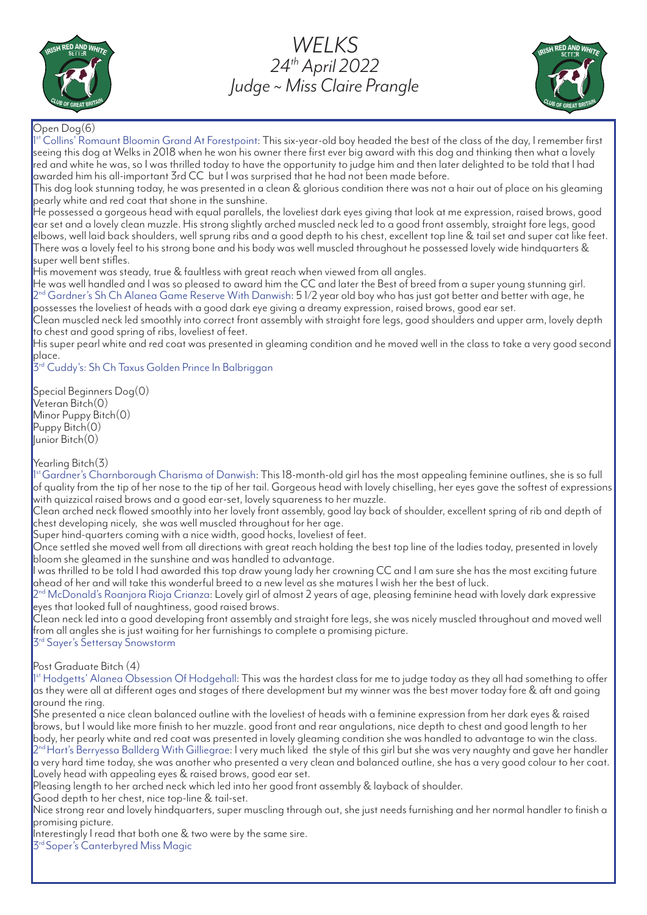# *WELKS*
## *24th April 2022*
## *Judge ~ Miss Claire Prangle*

Open Dog(6)

1st Collins' Romaunt Bloomin Grand At Forestpoint: This six-year-old boy headed the best of the class of the day, I remember first seeing this dog at Welks in 2018 when he won his owner there first ever big award with this dog and thinking then what a lovely red and white he was, so I was thrilled today to have the opportunity to judge him and then later delighted to be told that I had awarded him his all-important 3rd CC but I was surprised that he had not been made before.

This dog look stunning today, he was presented in a clean & glorious condition there was not a hair out of place on his gleaming pearly white and red coat that shone in the sunshine.

He possessed a gorgeous head with equal parallels, the loveliest dark eyes giving that look at me expression, raised brows, good ear set and a lovely clean muzzle. His strong slightly arched muscled neck led to a good front assembly, straight fore legs, good elbows, well laid back shoulders, well sprung ribs and a good depth to his chest, excellent top line & tail set and super cat like feet. There was a lovely feel to his strong bone and his body was well muscled throughout he possessed lovely wide hindquarters & super well bent stifles.

His movement was steady, true & faultless with great reach when viewed from all angles.

He was well handled and I was so pleased to award him the CC and later the Best of breed from a super young stunning girl.

2nd Gardner's Sh Ch Alanea Game Reserve With Danwish: 5 1/2 year old boy who has just got better and better with age, he possesses the loveliest of heads with a good dark eye giving a dreamy expression, raised brows, good ear set.

Clean muscled neck led smoothly into correct front assembly with straight fore legs, good shoulders and upper arm, lovely depth to chest and good spring of ribs, loveliest of feet.

His super pearl white and red coat was presented in gleaming condition and he moved well in the class to take a very good second place.

3rd Cuddy's: Sh Ch Taxus Golden Prince In Balbriggan

Special Beginners Dog(0)
Veteran Bitch(0)
Minor Puppy Bitch(0)
Puppy Bitch(0)
Junior Bitch(0)

Yearling Bitch(3)

1st Gardner's Charnborough Charisma of Danwish: This 18-month-old girl has the most appealing feminine outlines, she is so full of quality from the tip of her nose to the tip of her tail. Gorgeous head with lovely chiselling, her eyes gave the softest of expressions with quizzical raised brows and a good ear-set, lovely squareness to her muzzle.

Clean arched neck flowed smoothly into her lovely front assembly, good lay back of shoulder, excellent spring of rib and depth of chest developing nicely, she was well muscled throughout for her age.

Super hind-quarters coming with a nice width, good hocks, loveliest of feet.

Once settled she moved well from all directions with great reach holding the best top line of the ladies today, presented in lovely bloom she gleamed in the sunshine and was handled to advantage.

I was thrilled to be told I had awarded this top draw young lady her crowning CC and I am sure she has the most exciting future ahead of her and will take this wonderful breed to a new level as she matures I wish her the best of luck.

2nd McDonald's Roanjora Rioja Crianza: Lovely girl of almost 2 years of age, pleasing feminine head with lovely dark expressive eyes that looked full of naughtiness, good raised brows.

Clean neck led into a good developing front assembly and straight fore legs, she was nicely muscled throughout and moved well from all angles she is just waiting for her furnishings to complete a promising picture.

3rd Sayer's Settersay Snowstorm

Post Graduate Bitch (4)

1st Hodgetts' Alanea Obsession Of Hodgehall: This was the hardest class for me to judge today as they all had something to offer as they were all at different ages and stages of there development but my winner was the best mover today fore & aft and going around the ring.

She presented a nice clean balanced outline with the loveliest of heads with a feminine expression from her dark eyes & raised brows, but I would like more finish to her muzzle. good front and rear angulations, nice depth to chest and good length to her body, her pearly white and red coat was presented in lovely gleaming condition she was handled to advantage to win the class.

2nd Hart's Berryessa Ballderg With Gilliegrae: I very much liked the style of this girl but she was very naughty and gave her handler a very hard time today, she was another who presented a very clean and balanced outline, she has a very good colour to her coat. Lovely head with appealing eyes & raised brows, good ear set.

Pleasing length to her arched neck which led into her good front assembly & layback of shoulder.

Good depth to her chest, nice top-line & tail-set.

Nice strong rear and lovely hindquarters, super muscling through out, she just needs furnishing and her normal handler to finish a promising picture.

Interestingly I read that both one & two were by the same sire.

3rd Soper's Canterbyred Miss Magic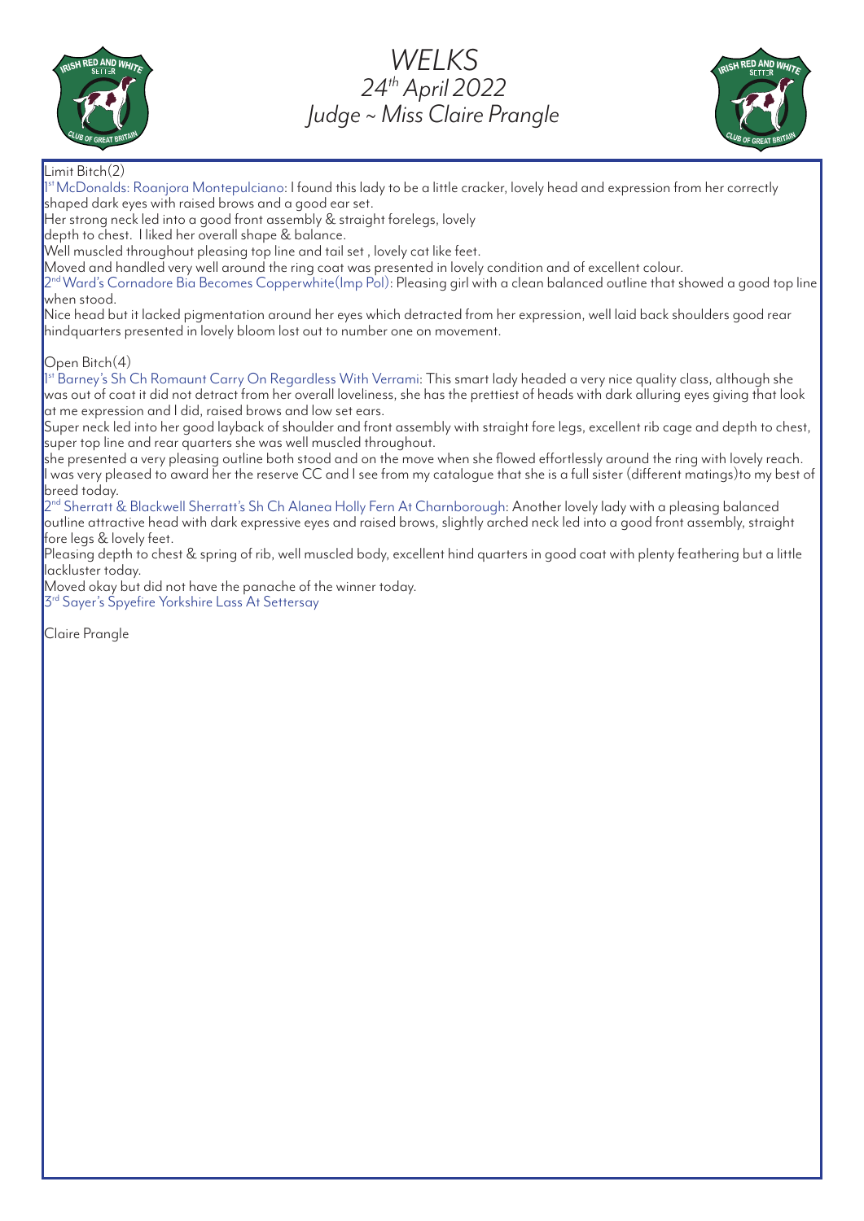# WELKS
## 24th April 2022
## Judge ~ Miss Claire Prangle

Limit Bitch(2)

1st McDonalds: Roanjora Montepulciano: I found this lady to be a little cracker, lovely head and expression from her correctly shaped dark eyes with raised brows and a good ear set.
Her strong neck led into a good front assembly & straight forelegs, lovely depth to chest. I liked her overall shape & balance.
Well muscled throughout pleasing top line and tail set , lovely cat like feet.
Moved and handled very well around the ring coat was presented in lovely condition and of excellent colour.

2nd Ward's Cornadore Bia Becomes Copperwhite(Imp Pol): Pleasing girl with a clean balanced outline that showed a good top line when stood.
Nice head but it lacked pigmentation around her eyes which detracted from her expression, well laid back shoulders good rear hindquarters presented in lovely bloom lost out to number one on movement.

Open Bitch(4)

1st Barney's Sh Ch Romaunt Carry On Regardless With Verrami: This smart lady headed a very nice quality class, although she was out of coat it did not detract from her overall loveliness, she has the prettiest of heads with dark alluring eyes giving that look at me expression and I did, raised brows and low set ears.
Super neck led into her good layback of shoulder and front assembly with straight fore legs, excellent rib cage and depth to chest, super top line and rear quarters she was well muscled throughout.
she presented a very pleasing outline both stood and on the move when she flowed effortlessly around the ring with lovely reach.
I was very pleased to award her the reserve CC and I see from my catalogue that she is a full sister (different matings)to my best of breed today.

2nd Sherratt & Blackwell Sherratt's Sh Ch Alanea Holly Fern At Charnborough: Another lovely lady with a pleasing balanced outline attractive head with dark expressive eyes and raised brows, slightly arched neck led into a good front assembly, straight fore legs & lovely feet.
Pleasing depth to chest & spring of rib, well muscled body, excellent hind quarters in good coat with plenty feathering but a little lackluster today.
Moved okay but did not have the panache of the winner today.

3rd Sayer's Spyefire Yorkshire Lass At Settersay

Claire Prangle